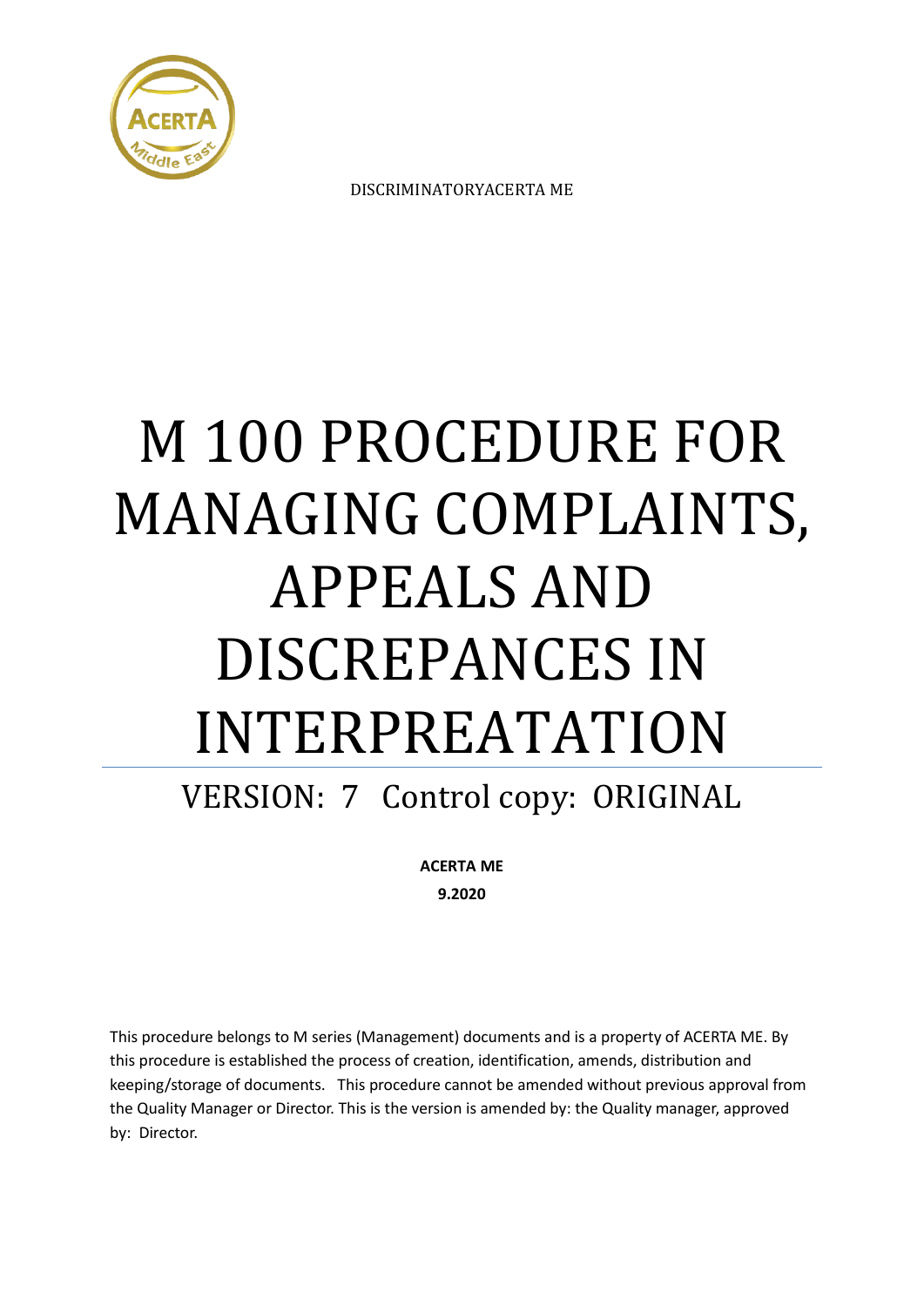DISCRIMINATORYACERTA ME

# M 100 PROCEDURE FOR MANAGING COMPLAINTS, APPEALS AND DISCREPANCES IN INTERPREATATION

VERSION: 7 Control copy: ORIGINAL

**ACERTA ME**

**9.2020**

This procedure belongs to M series (Management) documents and is a property of ACERTA ME. By this procedure is established the process of creation, identification, amends, distribution and keeping/storage of documents. This procedure cannot be amended without previous approval from the Quality Manager or Director. This is the version is amended by: the Quality manager, approved by: Director.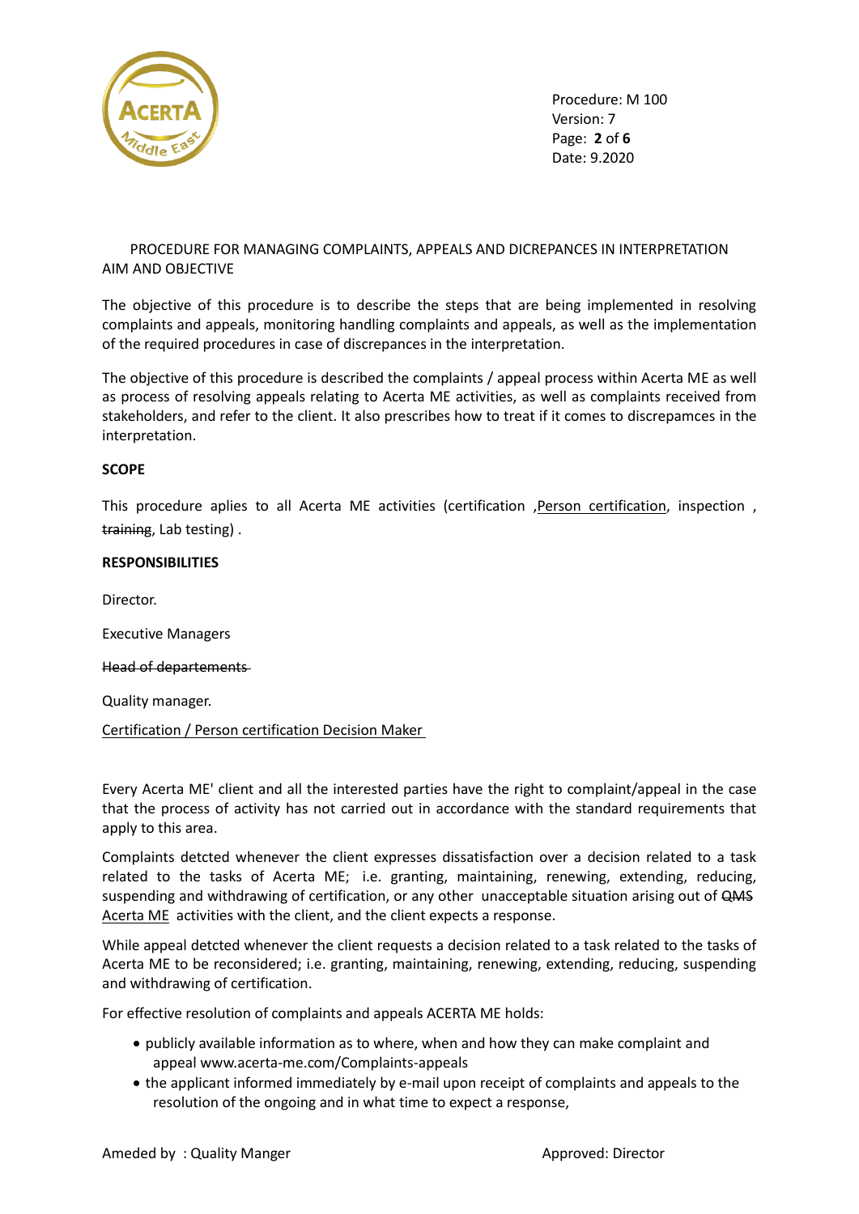PROCEDURE FOR MANAGING COMPLAINTS, APPEALS AND DICREPANCES IN INTERPRETATION

AIM AND OBJECTIVE

The objective of this procedure is to describe the steps that are being implemented in resolving complaints and appeals, monitoring handling complaints and appeals, as well as the implementation of the required procedures in case of discrepances in the interpretation.

The objective of this procedure is described the complaints / appeal process within Acerta ME as well as process of resolving appeals relating to Acerta ME activities, as well as complaints received from stakeholders, and refer to the client. It also prescribes how to treat if it comes to discrepamces in the interpretation.

**SCOPE**

This procedure aplies to all Acerta ME activities (certification ,Person certification, inspection , ~~training~~, Lab testing) .

**RESPONSIBILITIES**

Director.

Executive Managers

~~Head of departements~~

Quality manager.

Certification / Person certification Decision Maker

Every Acerta ME' client and all the interested parties have the right to complaint/appeal in the case that the process of activity has not carried out in accordance with the standard requirements that apply to this area.

Complaints detcted whenever the client expresses dissatisfaction over a decision related to a task related to the tasks of Acerta ME; i.e. granting, maintaining, renewing, extending, reducing, suspending and withdrawing of certification, or any other unacceptable situation arising out of ~~QMS~~ Acerta ME activities with the client, and the client expects a response.

While appeal detcted whenever the client requests a decision related to a task related to the tasks of Acerta ME to be reconsidered; i.e. granting, maintaining, renewing, extending, reducing, suspending and withdrawing of certification.

For effective resolution of complaints and appeals ACERTA ME holds:

- publicly available information as to where, when and how they can make complaint and appeal www.acerta-me.com/Complaints-appeals
- the applicant informed immediately by e-mail upon receipt of complaints and appeals to the resolution of the ongoing and in what time to expect a response,

Ameded by : Quality Manger | Approved: Director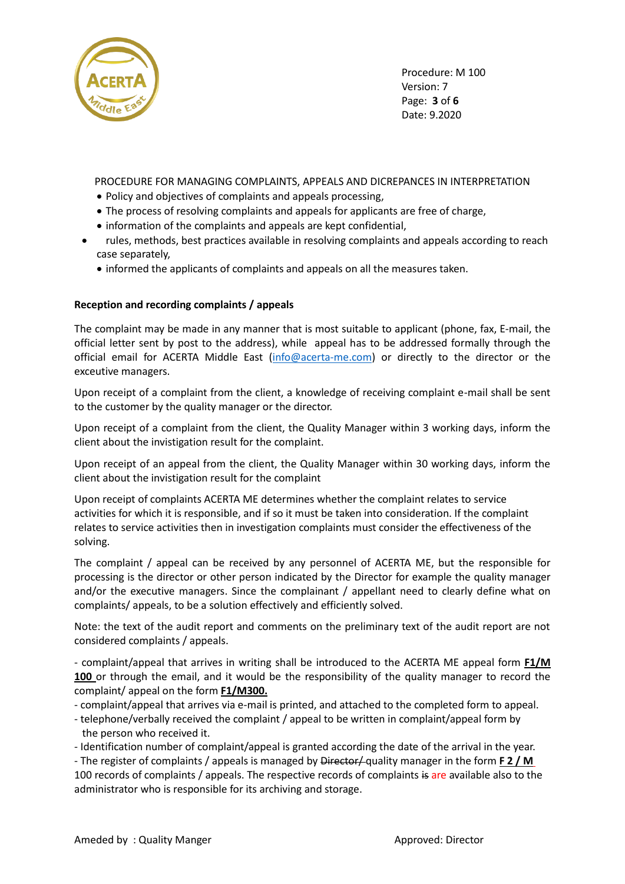PROCEDURE FOR MANAGING COMPLAINTS, APPEALS AND DICREPANCES IN INTERPRETATION

- Policy and objectives of complaints and appeals processing,
- The process of resolving complaints and appeals for applicants are free of charge,
- information of the complaints and appeals are kept confidential,
- rules, methods, best practices available in resolving complaints and appeals according to reach case separately,
- informed the applicants of complaints and appeals on all the measures taken.

**Reception and recording complaints / appeals**

The complaint may be made in any manner that is most suitable to applicant (phone, fax, E-mail, the official letter sent by post to the address), while appeal has to be addressed formally through the official email for ACERTA Middle East (info@acerta-me.com) or directly to the director or the exceutive managers.

Upon receipt of a complaint from the client, a knowledge of receiving complaint e-mail shall be sent to the customer by the quality manager or the director.

Upon receipt of a complaint from the client, the Quality Manager within 3 working days, inform the client about the invistigation result for the complaint.

Upon receipt of an appeal from the client, the Quality Manager within 30 working days, inform the client about the invistigation result for the complaint

Upon receipt of complaints ACERTA ME determines whether the complaint relates to service activities for which it is responsible, and if so it must be taken into consideration. If the complaint relates to service activities then in investigation complaints must consider the effectiveness of the solving.

The complaint / appeal can be received by any personnel of ACERTA ME, but the responsible for processing is the director or other person indicated by the Director for example the quality manager and/or the executive managers. Since the complainant / appellant need to clearly define what on complaints/ appeals, to be a solution effectively and efficiently solved.

Note: the text of the audit report and comments on the preliminary text of the audit report are not considered complaints / appeals.

- complaint/appeal that arrives in writing shall be introduced to the ACERTA ME appeal form **F1/M 100** or through the email, and it would be the responsibility of the quality manager to record the complaint/ appeal on the form **F1/M300.**
- complaint/appeal that arrives via e-mail is printed, and attached to the completed form to appeal.
- telephone/verbally received the complaint / appeal to be written in complaint/appeal form by the person who received it.
- Identification number of complaint/appeal is granted according the date of the arrival in the year.
- The register of complaints / appeals is managed by ~~Director/~~ quality manager in the form **F 2 / M** 100 records of complaints / appeals. The respective records of complaints ~~is~~ are available also to the administrator who is responsible for its archiving and storage.

Ameded by : Quality Manger

Approved: Director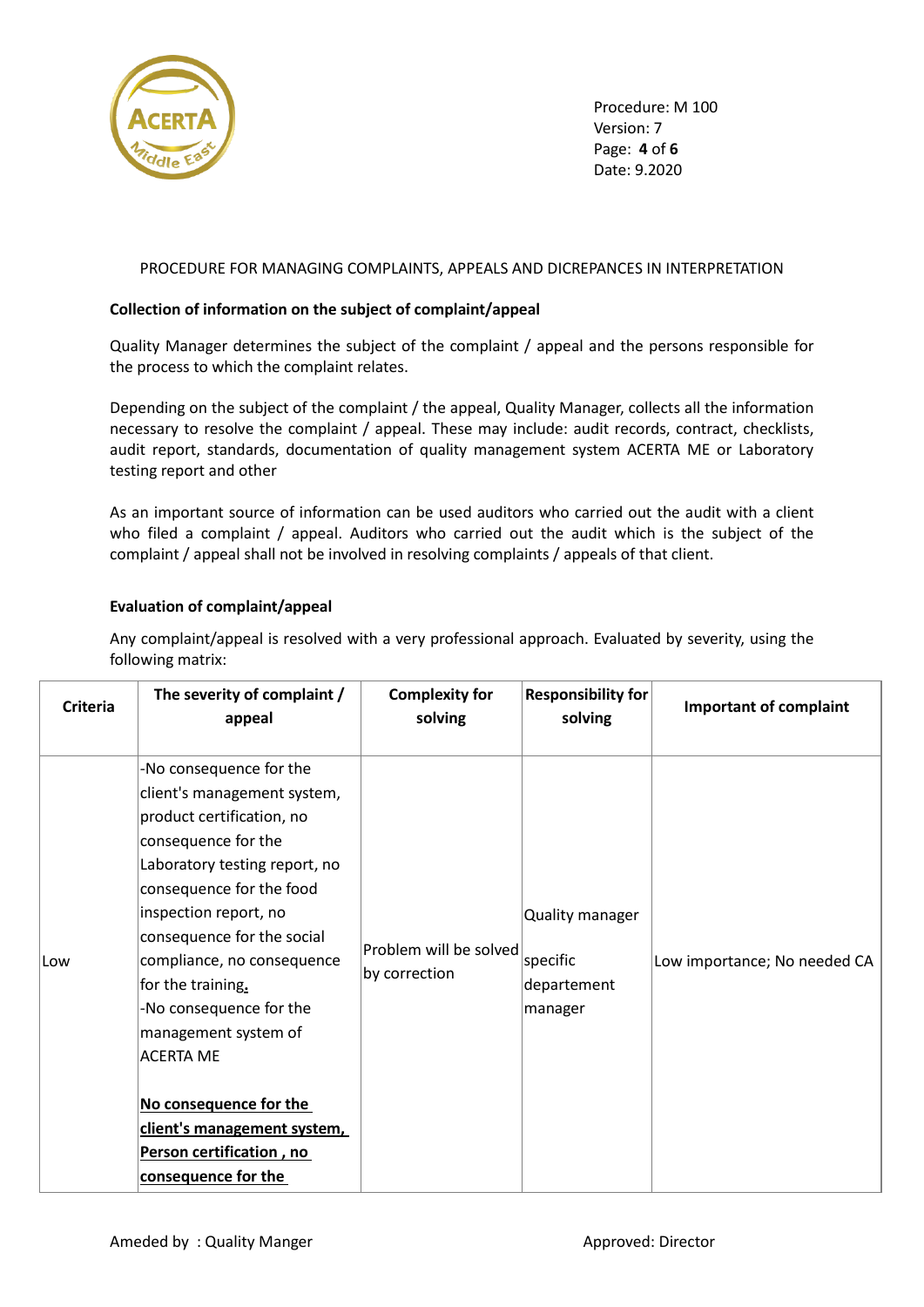PROCEDURE FOR MANAGING COMPLAINTS, APPEALS AND DICREPANCES IN INTERPRETATION

**Collection of information on the subject of complaint/appeal**

Quality Manager determines the subject of the complaint / appeal and the persons responsible for the process to which the complaint relates.

Depending on the subject of the complaint / the appeal, Quality Manager, collects all the information necessary to resolve the complaint / appeal. These may include: audit records, contract, checklists, audit report, standards, documentation of quality management system ACERTA ME or Laboratory testing report and other

As an important source of information can be used auditors who carried out the audit with a client who filed a complaint / appeal. Auditors who carried out the audit which is the subject of the complaint / appeal shall not be involved in resolving complaints / appeals of that client.

**Evaluation of complaint/appeal**

Any complaint/appeal is resolved with a very professional approach. Evaluated by severity, using the following matrix:

| Criteria | The severity of complaint / appeal | Complexity for solving | Responsibility for solving | Important of complaint |
|---|---|---|---|---|
| Low | -No consequence for the client's management system, product certification, no consequence for the Laboratory testing report, no consequence for the food inspection report, no consequence for the social compliance, no consequence for the training.<br>-No consequence for the management system of ACERTA ME<br><br>**No consequence for the client's management system, Person certification , no consequence for the** | Problem will be solved by correction | Quality manager<br><br>specific departement manager | Low importance; No needed CA |

Amended by : Quality Manger

Approved: Director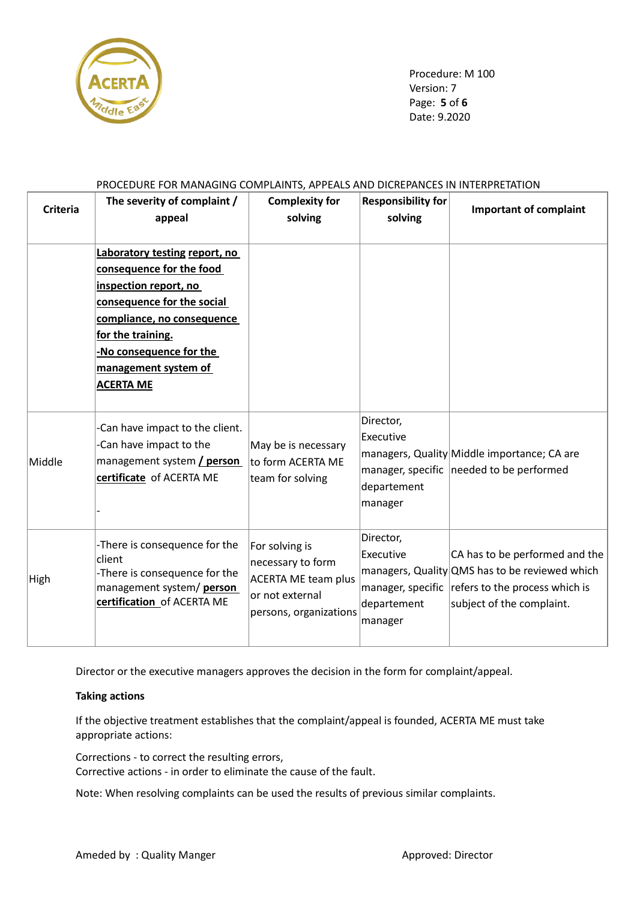PROCEDURE FOR MANAGING COMPLAINTS, APPEALS AND DICREPANCES IN INTERPRETATION

| Criteria | The severity of complaint / appeal | Complexity for solving | Responsibility for solving | Important of complaint |
|---|---|---|---|---|
| | **Laboratory testing report, no consequence for the food inspection report, no consequence for the social compliance, no consequence for the training.** **-No consequence for the management system of ACERTA ME** | | | |
| Middle | -Can have impact to the client. -Can have impact to the management system **/ person certificate** of ACERTA ME - | May be is necessary to form ACERTA ME team for solving | Director, Executive managers, Quality manager, specific departement manager | Middle importance; CA are needed to be performed |
| High | -There is consequence for the client -There is consequence for the management system/ **person certification** of ACERTA ME | For solving is necessary to form ACERTA ME team plus or not external persons, organizations | Director, Executive managers, Quality manager, specific departement manager | CA has to be performed and the QMS has to be reviewed which refers to the process which is subject of the complaint. |

Director or the executive managers approves the decision in the form for complaint/appeal.

**Taking actions**

If the objective treatment establishes that the complaint/appeal is founded, ACERTA ME must take appropriate actions:

Corrections - to correct the resulting errors,
Corrective actions - in order to eliminate the cause of the fault.

Note: When resolving complaints can be used the results of previous similar complaints.

Ameded by : Quality Manger

Approved: Director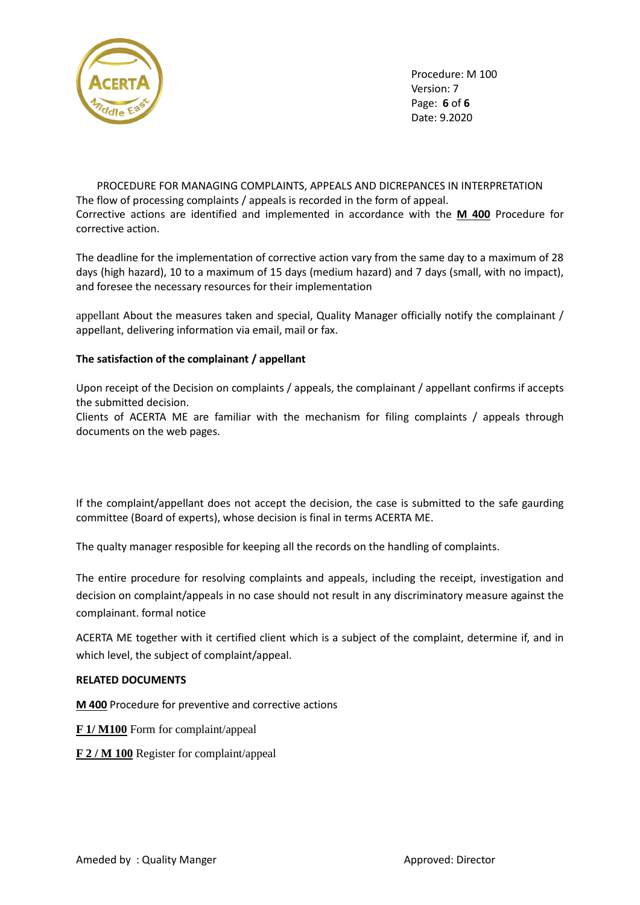PROCEDURE FOR MANAGING COMPLAINTS, APPEALS AND DICREPANCES IN INTERPRETATION

The flow of processing complaints / appeals is recorded in the form of appeal.
Corrective actions are identified and implemented in accordance with the **M 400** Procedure for corrective action.

The deadline for the implementation of corrective action vary from the same day to a maximum of 28 days (high hazard), 10 to a maximum of 15 days (medium hazard) and 7 days (small, with no impact), and foresee the necessary resources for their implementation

appellant About the measures taken and special, Quality Manager officially notify the complainant / appellant, delivering information via email, mail or fax.

**The satisfaction of the complainant / appellant**

Upon receipt of the Decision on complaints / appeals, the complainant / appellant confirms if accepts the submitted decision.
Clients of ACERTA ME are familiar with the mechanism for filing complaints / appeals through documents on the web pages.

If the complaint/appellant does not accept the decision, the case is submitted to the safe gaurding committee (Board of experts), whose decision is final in terms ACERTA ME.

The qualty manager resposible for keeping all the records on the handling of complaints.

The entire procedure for resolving complaints and appeals, including the receipt, investigation and decision on complaint/appeals in no case should not result in any discriminatory measure against the complainant. formal notice

ACERTA ME together with it certified client which is a subject of the complaint, determine if, and in which level, the subject of complaint/appeal.

**RELATED DOCUMENTS**

**M 400** Procedure for preventive and corrective actions

**F 1/ M100** Form for complaint/appeal

**F 2 / M 100** Register for complaint/appeal

Ameded by : Quality Manger

Approved: Director